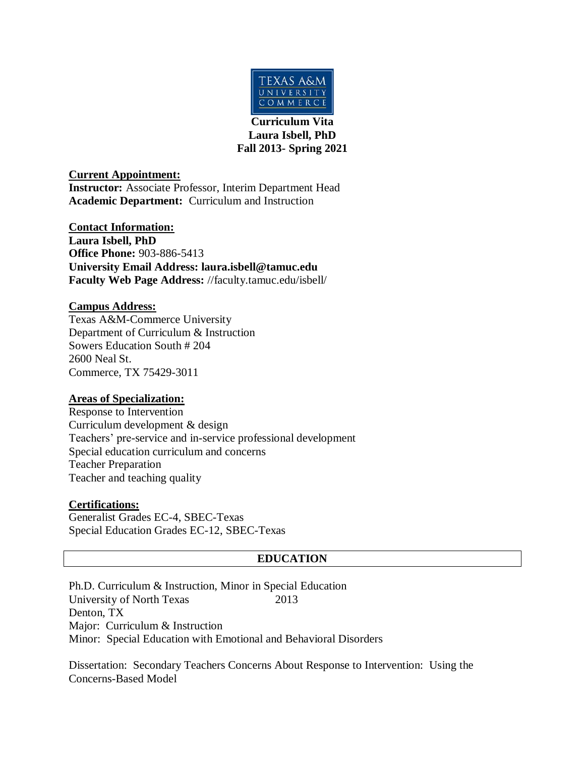TEXAS A&M UNIVERSITY COMMERCE

# Curriculum Vita
## Laura Isbell, PhD
### Fall 2013- Spring 2021

**Current Appointment:**
**Instructor:** Associate Professor, Interim Department Head
**Academic Department:** Curriculum and Instruction

**Contact Information:**
**Laura Isbell, PhD**
**Office Phone:** 903-886-5413
**University Email Address: laura.isbell@tamuc.edu**
**Faculty Web Page Address:** //faculty.tamuc.edu/isbell/

**Campus Address:**
Texas A&M-Commerce University
Department of Curriculum & Instruction
Sowers Education South # 204
2600 Neal St.
Commerce, TX 75429-3011

**Areas of Specialization:**
Response to Intervention
Curriculum development & design
Teachers' pre-service and in-service professional development
Special education curriculum and concerns
Teacher Preparation
Teacher and teaching quality

**Certifications:**
Generalist Grades EC-4, SBEC-Texas
Special Education Grades EC-12, SBEC-Texas

## EDUCATION

Ph.D. Curriculum & Instruction, Minor in Special Education
University of North Texas 2013
Denton, TX
Major: Curriculum & Instruction
Minor: Special Education with Emotional and Behavioral Disorders

Dissertation: Secondary Teachers Concerns About Response to Intervention: Using the Concerns-Based Model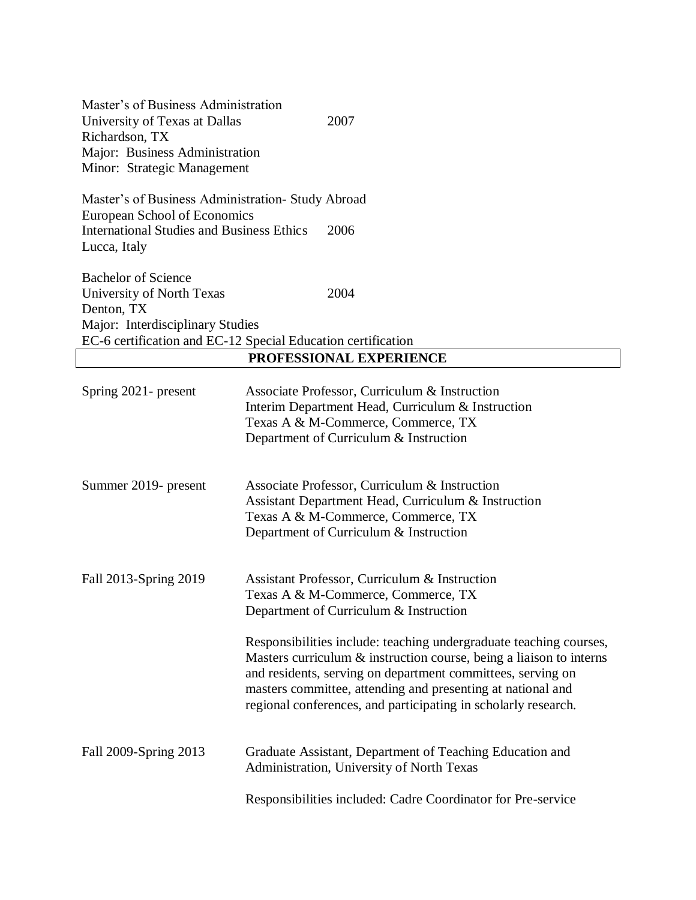Master's of Business Administration
University of Texas at Dallas 2007
Richardson, TX
Major: Business Administration
Minor: Strategic Management

Master's of Business Administration- Study Abroad
European School of Economics
International Studies and Business Ethics 2006
Lucca, Italy

Bachelor of Science
University of North Texas 2004
Denton, TX
Major: Interdisciplinary Studies
EC-6 certification and EC-12 Special Education certification

## PROFESSIONAL EXPERIENCE

**Spring 2021- present**

Associate Professor, Curriculum & Instruction
Interim Department Head, Curriculum & Instruction
Texas A & M-Commerce, Commerce, TX
Department of Curriculum & Instruction

**Summer 2019- present**

Associate Professor, Curriculum & Instruction
Assistant Department Head, Curriculum & Instruction
Texas A & M-Commerce, Commerce, TX
Department of Curriculum & Instruction

**Fall 2013-Spring 2019**

Assistant Professor, Curriculum & Instruction
Texas A & M-Commerce, Commerce, TX
Department of Curriculum & Instruction

Responsibilities include: teaching undergraduate teaching courses, Masters curriculum & instruction course, being a liaison to interns and residents, serving on department committees, serving on masters committee, attending and presenting at national and regional conferences, and participating in scholarly research.

**Fall 2009-Spring 2013**

Graduate Assistant, Department of Teaching Education and Administration, University of North Texas

Responsibilities included: Cadre Coordinator for Pre-service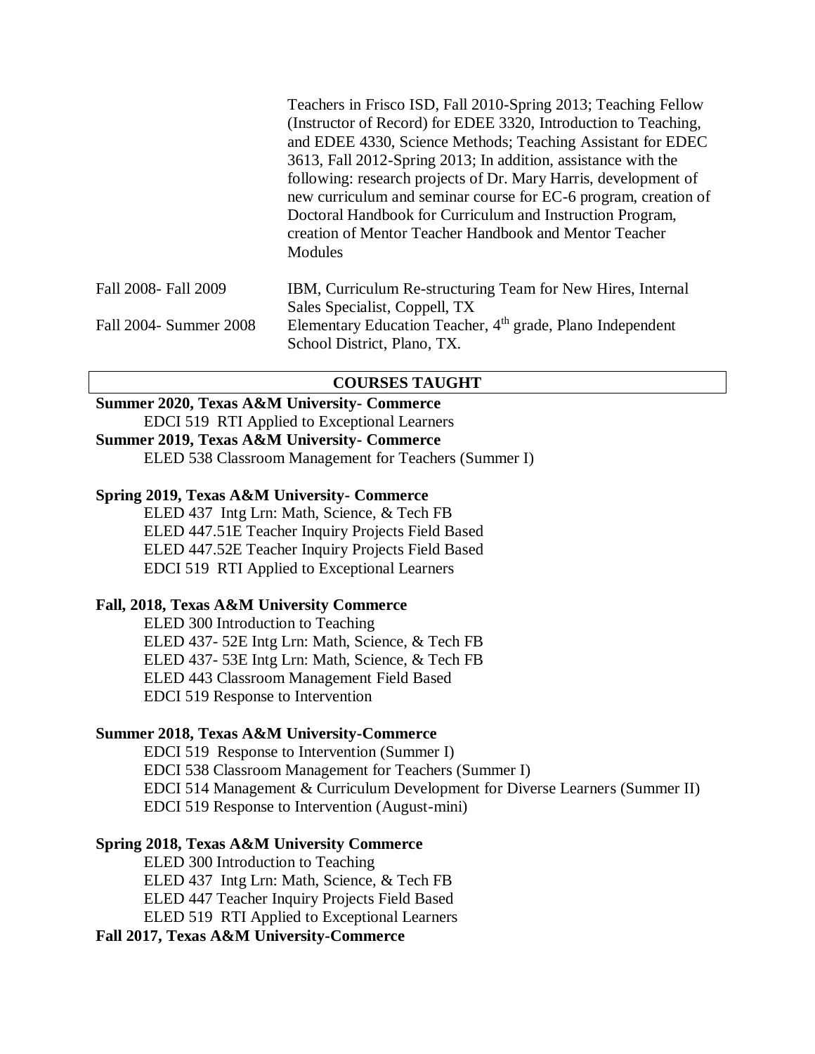| | |
|---|---|
| | Teachers in Frisco ISD, Fall 2010-Spring 2013; Teaching Fellow (Instructor of Record) for EDEE 3320, Introduction to Teaching, and EDEE 4330, Science Methods; Teaching Assistant for EDEC 3613, Fall 2012-Spring 2013; In addition, assistance with the following: research projects of Dr. Mary Harris, development of new curriculum and seminar course for EC-6 program, creation of Doctoral Handbook for Curriculum and Instruction Program, creation of Mentor Teacher Handbook and Mentor Teacher Modules |
| Fall 2008- Fall 2009 | IBM, Curriculum Re-structuring Team for New Hires, Internal Sales Specialist, Coppell, TX |
| Fall 2004- Summer 2008 | Elementary Education Teacher, 4th grade, Plano Independent School District, Plano, TX. |

## COURSES TAUGHT

**Summer 2020, Texas A&M University- Commerce**

EDCI 519 RTI Applied to Exceptional Learners

**Summer 2019, Texas A&M University- Commerce**

ELED 538 Classroom Management for Teachers (Summer I)

**Spring 2019, Texas A&M University- Commerce**

ELED 437 Intg Lrn: Math, Science, & Tech FB
ELED 447.51E Teacher Inquiry Projects Field Based
ELED 447.52E Teacher Inquiry Projects Field Based
EDCI 519 RTI Applied to Exceptional Learners

**Fall, 2018, Texas A&M University Commerce**

ELED 300 Introduction to Teaching
ELED 437- 52E Intg Lrn: Math, Science, & Tech FB
ELED 437- 53E Intg Lrn: Math, Science, & Tech FB
ELED 443 Classroom Management Field Based
EDCI 519 Response to Intervention

**Summer 2018, Texas A&M University-Commerce**

EDCI 519 Response to Intervention (Summer I)
EDCI 538 Classroom Management for Teachers (Summer I)
EDCI 514 Management & Curriculum Development for Diverse Learners (Summer II)
EDCI 519 Response to Intervention (August-mini)

**Spring 2018, Texas A&M University Commerce**

ELED 300 Introduction to Teaching
ELED 437 Intg Lrn: Math, Science, & Tech FB
ELED 447 Teacher Inquiry Projects Field Based
ELED 519 RTI Applied to Exceptional Learners

**Fall 2017, Texas A&M University-Commerce**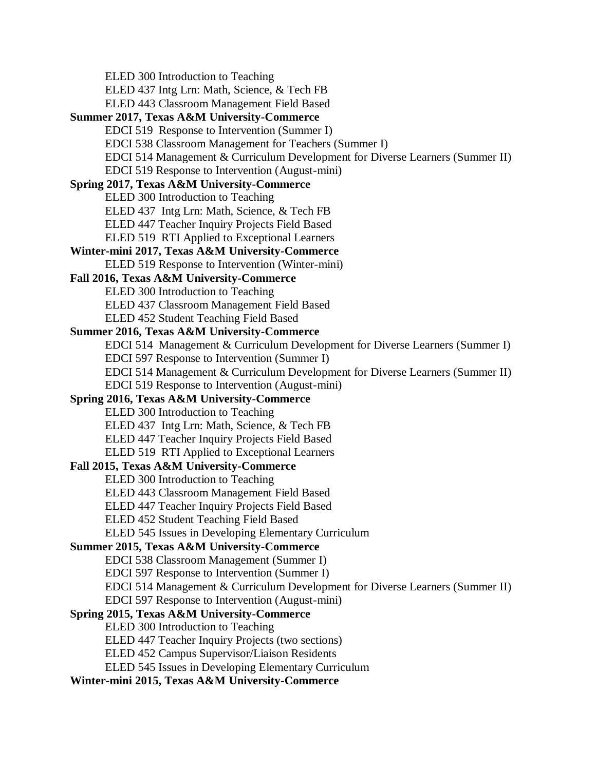ELED 300 Introduction to Teaching
ELED 437 Intg Lrn: Math, Science, & Tech FB
ELED 443 Classroom Management Field Based

**Summer 2017, Texas A&M University-Commerce**

EDCI 519 Response to Intervention (Summer I)
EDCI 538 Classroom Management for Teachers (Summer I)
EDCI 514 Management & Curriculum Development for Diverse Learners (Summer II)
EDCI 519 Response to Intervention (August-mini)

**Spring 2017, Texas A&M University-Commerce**

ELED 300 Introduction to Teaching
ELED 437 Intg Lrn: Math, Science, & Tech FB
ELED 447 Teacher Inquiry Projects Field Based
ELED 519 RTI Applied to Exceptional Learners

**Winter-mini 2017, Texas A&M University-Commerce**

ELED 519 Response to Intervention (Winter-mini)

**Fall 2016, Texas A&M University-Commerce**

ELED 300 Introduction to Teaching
ELED 437 Classroom Management Field Based
ELED 452 Student Teaching Field Based

**Summer 2016, Texas A&M University-Commerce**

EDCI 514 Management & Curriculum Development for Diverse Learners (Summer I)
EDCI 597 Response to Intervention (Summer I)
EDCI 514 Management & Curriculum Development for Diverse Learners (Summer II)
EDCI 519 Response to Intervention (August-mini)

**Spring 2016, Texas A&M University-Commerce**

ELED 300 Introduction to Teaching
ELED 437 Intg Lrn: Math, Science, & Tech FB
ELED 447 Teacher Inquiry Projects Field Based
ELED 519 RTI Applied to Exceptional Learners

**Fall 2015, Texas A&M University-Commerce**

ELED 300 Introduction to Teaching
ELED 443 Classroom Management Field Based
ELED 447 Teacher Inquiry Projects Field Based
ELED 452 Student Teaching Field Based
ELED 545 Issues in Developing Elementary Curriculum

**Summer 2015, Texas A&M University-Commerce**

EDCI 538 Classroom Management (Summer I)
EDCI 597 Response to Intervention (Summer I)
EDCI 514 Management & Curriculum Development for Diverse Learners (Summer II)
EDCI 597 Response to Intervention (August-mini)

**Spring 2015, Texas A&M University-Commerce**

ELED 300 Introduction to Teaching
ELED 447 Teacher Inquiry Projects (two sections)
ELED 452 Campus Supervisor/Liaison Residents
ELED 545 Issues in Developing Elementary Curriculum

**Winter-mini 2015, Texas A&M University-Commerce**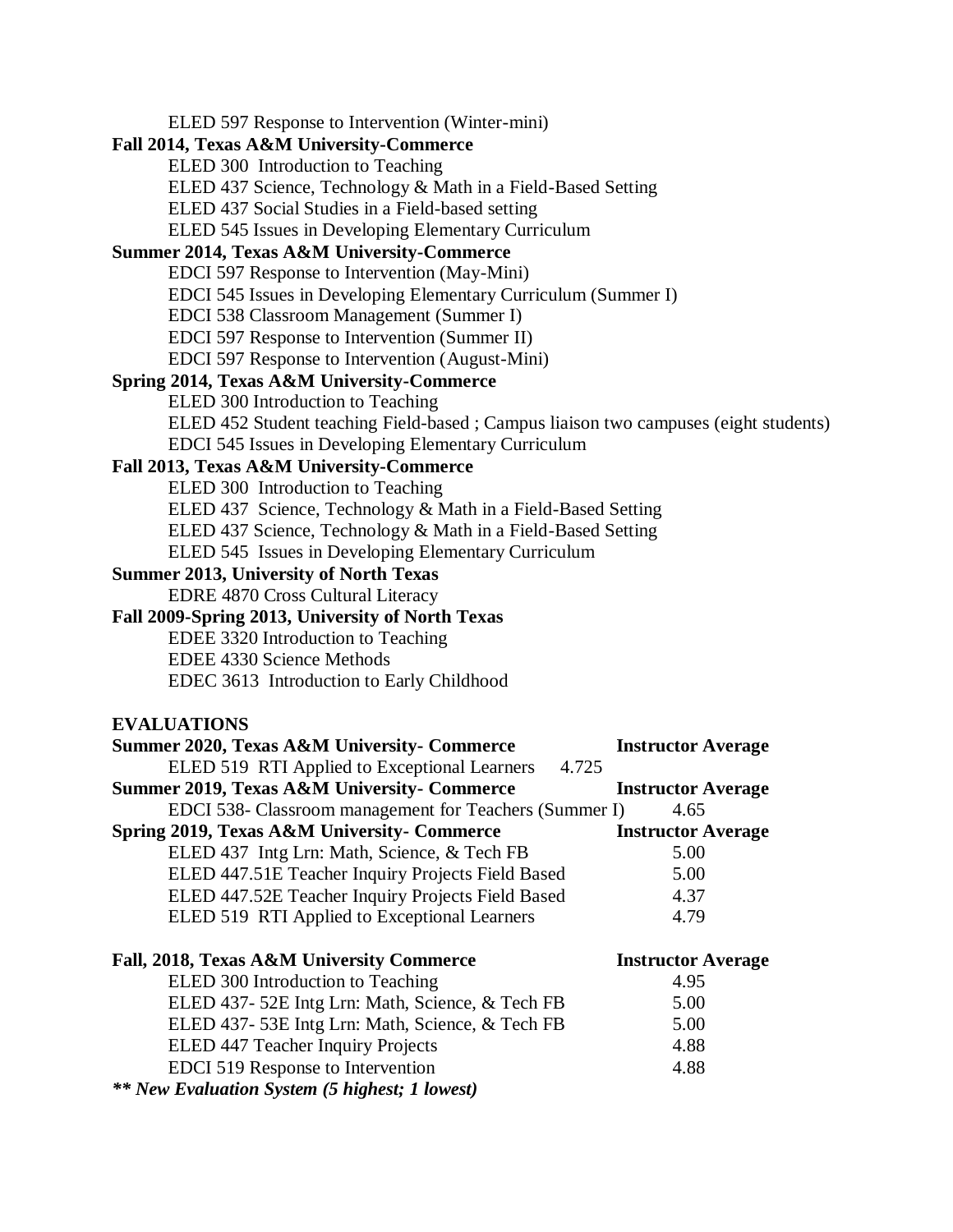ELED 597 Response to Intervention (Winter-mini)

**Fall 2014, Texas A&M University-Commerce**

ELED 300 Introduction to Teaching
ELED 437 Science, Technology & Math in a Field-Based Setting
ELED 437 Social Studies in a Field-based setting
ELED 545 Issues in Developing Elementary Curriculum

**Summer 2014, Texas A&M University-Commerce**

EDCI 597 Response to Intervention (May-Mini)
EDCI 545 Issues in Developing Elementary Curriculum (Summer I)
EDCI 538 Classroom Management (Summer I)
EDCI 597 Response to Intervention (Summer II)
EDCI 597 Response to Intervention (August-Mini)

**Spring 2014, Texas A&M University-Commerce**

ELED 300 Introduction to Teaching
ELED 452 Student teaching Field-based ; Campus liaison two campuses (eight students)
EDCI 545 Issues in Developing Elementary Curriculum

**Fall 2013, Texas A&M University-Commerce**

ELED 300 Introduction to Teaching
ELED 437 Science, Technology & Math in a Field-Based Setting
ELED 437 Science, Technology & Math in a Field-Based Setting
ELED 545 Issues in Developing Elementary Curriculum

**Summer 2013, University of North Texas**

EDRE 4870 Cross Cultural Literacy

**Fall 2009-Spring 2013, University of North Texas**

EDEE 3320 Introduction to Teaching
EDEE 4330 Science Methods
EDEC 3613 Introduction to Early Childhood

**EVALUATIONS**

| **Summer 2020, Texas A&M University- Commerce** | **Instructor Average** |
|---|---|
| ELED 519 RTI Applied to Exceptional Learners | 4.725 |
| **Summer 2019, Texas A&M University- Commerce** | **Instructor Average** |
| EDCI 538- Classroom management for Teachers (Summer I) | 4.65 |
| **Spring 2019, Texas A&M University- Commerce** | **Instructor Average** |
| ELED 437 Intg Lrn: Math, Science, & Tech FB | 5.00 |
| ELED 447.51E Teacher Inquiry Projects Field Based | 5.00 |
| ELED 447.52E Teacher Inquiry Projects Field Based | 4.37 |
| ELED 519 RTI Applied to Exceptional Learners | 4.79 |
| **Fall, 2018, Texas A&M University Commerce** | **Instructor Average** |
| ELED 300 Introduction to Teaching | 4.95 |
| ELED 437- 52E Intg Lrn: Math, Science, & Tech FB | 5.00 |
| ELED 437- 53E Intg Lrn: Math, Science, & Tech FB | 5.00 |
| ELED 447 Teacher Inquiry Projects | 4.88 |
| EDCI 519 Response to Intervention | 4.88 |

***** New Evaluation System (5 highest; 1 lowest)***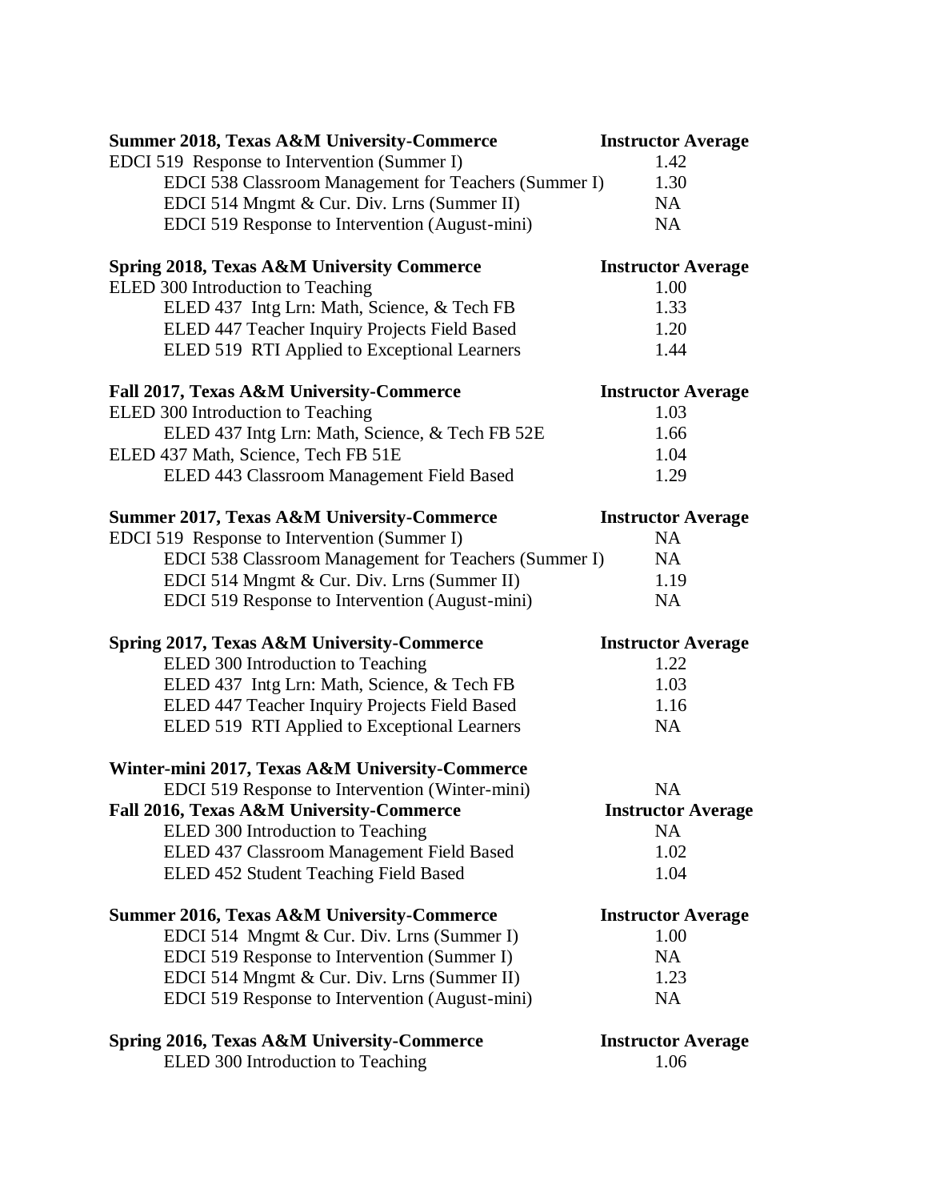| Summer 2018, Texas A&M University-Commerce | Instructor Average |
|---|---|
| EDCI 519 Response to Intervention (Summer I) | 1.42 |
| EDCI 538 Classroom Management for Teachers (Summer I) | 1.30 |
| EDCI 514 Mngmt & Cur. Div. Lrns (Summer II) | NA |
| EDCI 519 Response to Intervention (August-mini) | NA |

| Spring 2018, Texas A&M University Commerce | Instructor Average |
|---|---|
| ELED 300 Introduction to Teaching | 1.00 |
| ELED 437 Intg Lrn: Math, Science, & Tech FB | 1.33 |
| ELED 447 Teacher Inquiry Projects Field Based | 1.20 |
| ELED 519 RTI Applied to Exceptional Learners | 1.44 |

| Fall 2017, Texas A&M University-Commerce | Instructor Average |
|---|---|
| ELED 300 Introduction to Teaching | 1.03 |
| ELED 437 Intg Lrn: Math, Science, & Tech FB 52E | 1.66 |
| ELED 437 Math, Science, Tech FB 51E | 1.04 |
| ELED 443 Classroom Management Field Based | 1.29 |

| Summer 2017, Texas A&M University-Commerce | Instructor Average |
|---|---|
| EDCI 519 Response to Intervention (Summer I) | NA |
| EDCI 538 Classroom Management for Teachers (Summer I) | NA |
| EDCI 514 Mngmt & Cur. Div. Lrns (Summer II) | 1.19 |
| EDCI 519 Response to Intervention (August-mini) | NA |

| Spring 2017, Texas A&M University-Commerce | Instructor Average |
|---|---|
| ELED 300 Introduction to Teaching | 1.22 |
| ELED 437 Intg Lrn: Math, Science, & Tech FB | 1.03 |
| ELED 447 Teacher Inquiry Projects Field Based | 1.16 |
| ELED 519 RTI Applied to Exceptional Learners | NA |

| Winter-mini 2017, Texas A&M University-Commerce | |
|---|---|
| EDCI 519 Response to Intervention (Winter-mini) | NA |

| Fall 2016, Texas A&M University-Commerce | Instructor Average |
|---|---|
| ELED 300 Introduction to Teaching | NA |
| ELED 437 Classroom Management Field Based | 1.02 |
| ELED 452 Student Teaching Field Based | 1.04 |

| Summer 2016, Texas A&M University-Commerce | Instructor Average |
|---|---|
| EDCI 514 Mngmt & Cur. Div. Lrns (Summer I) | 1.00 |
| EDCI 519 Response to Intervention (Summer I) | NA |
| EDCI 514 Mngmt & Cur. Div. Lrns (Summer II) | 1.23 |
| EDCI 519 Response to Intervention (August-mini) | NA |

| Spring 2016, Texas A&M University-Commerce | Instructor Average |
|---|---|
| ELED 300 Introduction to Teaching | 1.06 |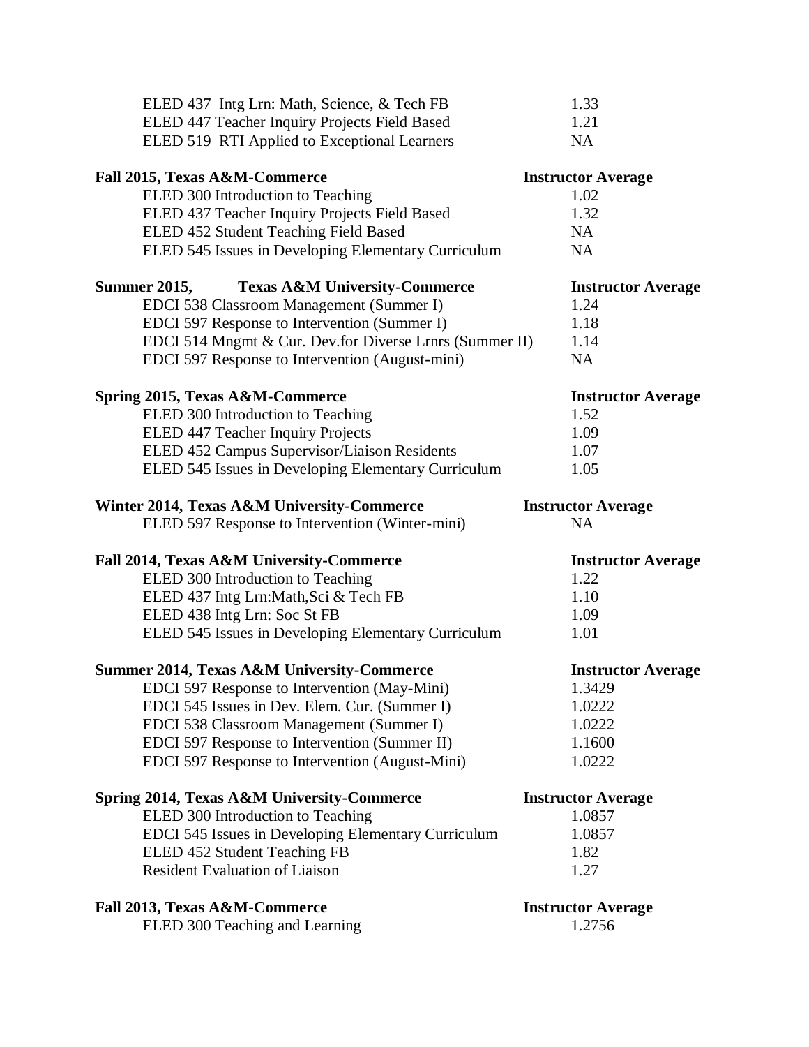| | |
|---|---|
| ELED 437 Intg Lrn: Math, Science, & Tech FB | 1.33 |
| ELED 447 Teacher Inquiry Projects Field Based | 1.21 |
| ELED 519 RTI Applied to Exceptional Learners | NA |

| **Fall 2015, Texas A&M-Commerce** | **Instructor Average** |
|---|---|
| ELED 300 Introduction to Teaching | 1.02 |
| ELED 437 Teacher Inquiry Projects Field Based | 1.32 |
| ELED 452 Student Teaching Field Based | NA |
| ELED 545 Issues in Developing Elementary Curriculum | NA |

| **Summer 2015, Texas A&M University-Commerce** | **Instructor Average** |
|---|---|
| EDCI 538 Classroom Management (Summer I) | 1.24 |
| EDCI 597 Response to Intervention (Summer I) | 1.18 |
| EDCI 514 Mngmt & Cur. Dev.for Diverse Lrnrs (Summer II) | 1.14 |
| EDCI 597 Response to Intervention (August-mini) | NA |

| **Spring 2015, Texas A&M-Commerce** | **Instructor Average** |
|---|---|
| ELED 300 Introduction to Teaching | 1.52 |
| ELED 447 Teacher Inquiry Projects | 1.09 |
| ELED 452 Campus Supervisor/Liaison Residents | 1.07 |
| ELED 545 Issues in Developing Elementary Curriculum | 1.05 |

| **Winter 2014, Texas A&M University-Commerce** | **Instructor Average** |
|---|---|
| ELED 597 Response to Intervention (Winter-mini) | NA |

| **Fall 2014, Texas A&M University-Commerce** | **Instructor Average** |
|---|---|
| ELED 300 Introduction to Teaching | 1.22 |
| ELED 437 Intg Lrn:Math,Sci & Tech FB | 1.10 |
| ELED 438 Intg Lrn: Soc St FB | 1.09 |
| ELED 545 Issues in Developing Elementary Curriculum | 1.01 |

| **Summer 2014, Texas A&M University-Commerce** | **Instructor Average** |
|---|---|
| EDCI 597 Response to Intervention (May-Mini) | 1.3429 |
| EDCI 545 Issues in Dev. Elem. Cur. (Summer I) | 1.0222 |
| EDCI 538 Classroom Management (Summer I) | 1.0222 |
| EDCI 597 Response to Intervention (Summer II) | 1.1600 |
| EDCI 597 Response to Intervention (August-Mini) | 1.0222 |

| **Spring 2014, Texas A&M University-Commerce** | **Instructor Average** |
|---|---|
| ELED 300 Introduction to Teaching | 1.0857 |
| EDCI 545 Issues in Developing Elementary Curriculum | 1.0857 |
| ELED 452 Student Teaching FB | 1.82 |
| Resident Evaluation of Liaison | 1.27 |

| **Fall 2013, Texas A&M-Commerce** | **Instructor Average** |
|---|---|
| ELED 300 Teaching and Learning | 1.2756 |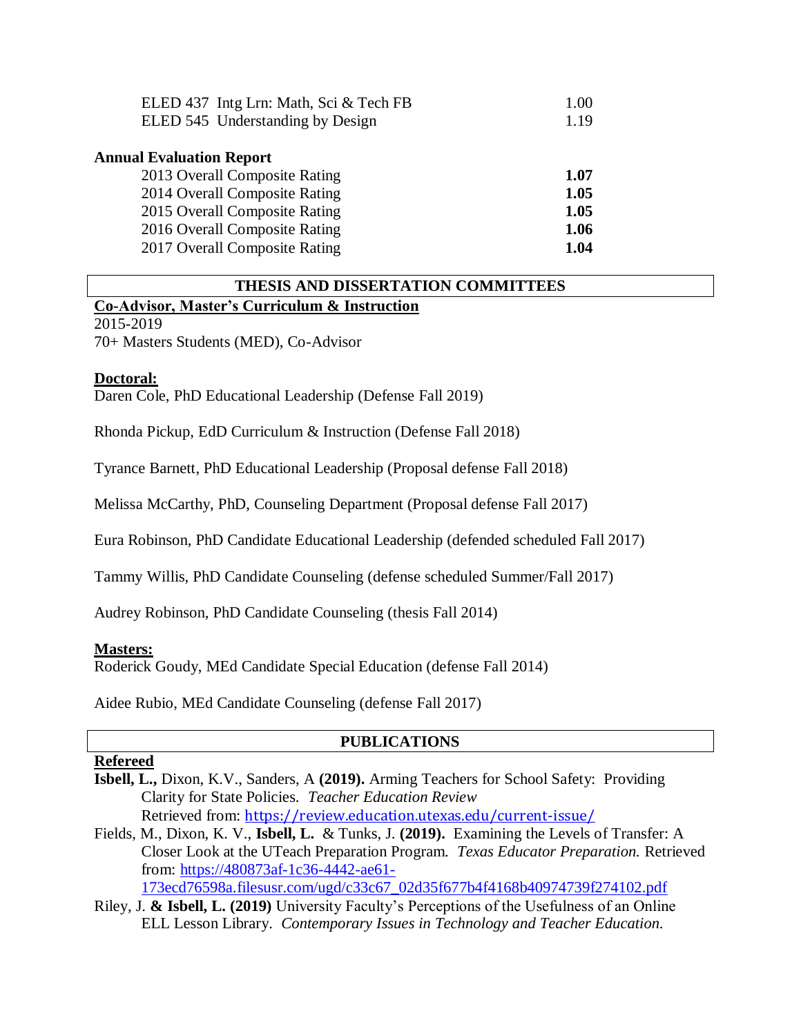| | |
|---|---|
| ELED 437 Intg Lrn: Math, Sci & Tech FB | 1.00 |
| ELED 545 Understanding by Design | 1.19 |

**Annual Evaluation Report**

| | |
|---|---|
| 2013 Overall Composite Rating | **1.07** |
| 2014 Overall Composite Rating | **1.05** |
| 2015 Overall Composite Rating | **1.05** |
| 2016 Overall Composite Rating | **1.06** |
| 2017 Overall Composite Rating | **1.04** |

## THESIS AND DISSERTATION COMMITTEES

**Co-Advisor, Master's Curriculum & Instruction**

2015-2019

70+ Masters Students (MED), Co-Advisor

**Doctoral:**

Daren Cole, PhD Educational Leadership (Defense Fall 2019)

Rhonda Pickup, EdD Curriculum & Instruction (Defense Fall 2018)

Tyrance Barnett, PhD Educational Leadership (Proposal defense Fall 2018)

Melissa McCarthy, PhD, Counseling Department (Proposal defense Fall 2017)

Eura Robinson, PhD Candidate Educational Leadership (defended scheduled Fall 2017)

Tammy Willis, PhD Candidate Counseling (defense scheduled Summer/Fall 2017)

Audrey Robinson, PhD Candidate Counseling (thesis Fall 2014)

**Masters:**

Roderick Goudy, MEd Candidate Special Education (defense Fall 2014)

Aidee Rubio, MEd Candidate Counseling (defense Fall 2017)

## PUBLICATIONS

**Refereed**

**Isbell, L.,** Dixon, K.V., Sanders, A **(2019).** Arming Teachers for School Safety: Providing Clarity for State Policies. *Teacher Education Review* Retrieved from: https://review.education.utexas.edu/current-issue/

Fields, M., Dixon, K. V., **Isbell, L.** & Tunks, J. **(2019).** Examining the Levels of Transfer: A Closer Look at the UTeach Preparation Program. *Texas Educator Preparation.* Retrieved from: https://480873af-1c36-4442-ae61-173ecd76598a.filesusr.com/ugd/c33c67_02d35f677b4f4168b40974739f274102.pdf

Riley, J. **& Isbell, L. (2019)** University Faculty's Perceptions of the Usefulness of an Online ELL Lesson Library. *Contemporary Issues in Technology and Teacher Education.*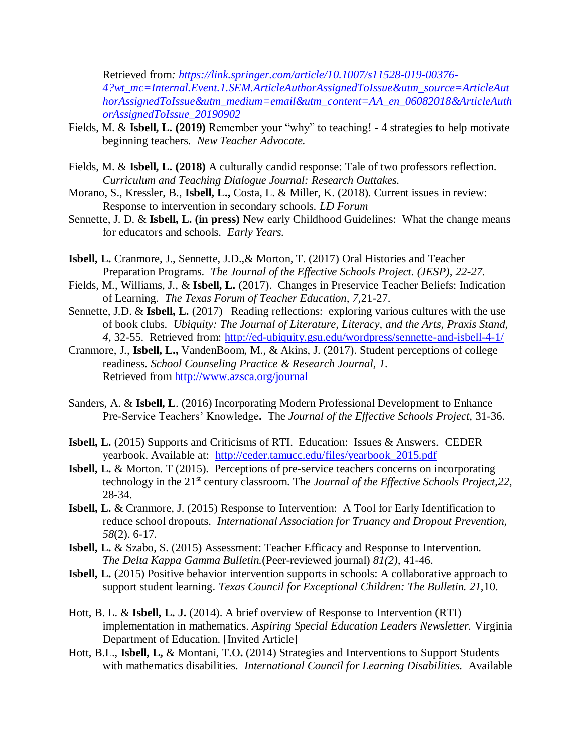Retrieved from*: [https://link.springer.com/article/10.1007/s11528-019-00376-4?wt_mc=Internal.Event.1.SEM.ArticleAuthorAssignedToIssue&utm_source=ArticleAuthorAssignedToIssue&utm_medium=email&utm_content=AA_en_06082018&ArticleAuthorAssignedToIssue_20190902](https://link.springer.com/article/10.1007/s11528-019-00376-4?wt_mc=Internal.Event.1.SEM.ArticleAuthorAssignedToIssue&utm_source=ArticleAuthorAssignedToIssue&utm_medium=email&utm_content=AA_en_06082018&ArticleAuthorAssignedToIssue_20190902)*

Fields, M. & **Isbell, L. (2019)** Remember your "why" to teaching! - 4 strategies to help motivate beginning teachers. *New Teacher Advocate.*

Fields, M. & **Isbell, L. (2018)** A culturally candid response: Tale of two professors reflection. *Curriculum and Teaching Dialogue Journal: Research Outtakes.*

Morano, S., Kressler, B., **Isbell, L.,** Costa, L. & Miller, K. (2018). Current issues in review: Response to intervention in secondary schools. *LD Forum*

Sennette, J. D. & **Isbell, L. (in press)** New early Childhood Guidelines: What the change means for educators and schools. *Early Years.*

**Isbell, L.** Cranmore, J., Sennette, J.D.,& Morton, T. (2017) Oral Histories and Teacher Preparation Programs. *The Journal of the Effective Schools Project. (JESP), 22-27.*

Fields, M., Williams, J., & **Isbell, L.** (2017). Changes in Preservice Teacher Beliefs: Indication of Learning. *The Texas Forum of Teacher Education, 7,*21-27.

Sennette, J.D. & **Isbell, L.** (2017) Reading reflections: exploring various cultures with the use of book clubs. *Ubiquity: The Journal of Literature, Literacy, and the Arts, Praxis Stand, 4,* 32-55. Retrieved from: [http://ed-ubiquity.gsu.edu/wordpress/sennette-and-isbell-4-1/](http://ed-ubiquity.gsu.edu/wordpress/sennette-and-isbell-4-1/)

Cranmore, J., **Isbell, L.,** VandenBoom, M., & Akins, J. (2017). Student perceptions of college readiness. *School Counseling Practice & Research Journal, 1.* Retrieved from [http://www.azsca.org/journal](http://www.azsca.org/journal)

Sanders, A. & **Isbell, L**. (2016) Incorporating Modern Professional Development to Enhance Pre-Service Teachers' Knowledge**.** The *Journal of the Effective Schools Project,* 31-36.

**Isbell, L.** (2015) Supports and Criticisms of RTI. Education: Issues & Answers. CEDER yearbook. Available at: [http://ceder.tamucc.edu/files/yearbook_2015.pdf](http://ceder.tamucc.edu/files/yearbook_2015.pdf)

**Isbell, L.** & Morton. T (2015). Perceptions of pre-service teachers concerns on incorporating technology in the 21st century classroom. The *Journal of the Effective Schools Project,22,* 28-34.

**Isbell, L.** & Cranmore, J. (2015) Response to Intervention: A Tool for Early Identification to reduce school dropouts. *International Association for Truancy and Dropout Prevention, 58*(2). 6-17.

**Isbell, L.** & Szabo, S. (2015) Assessment: Teacher Efficacy and Response to Intervention. *The Delta Kappa Gamma Bulletin.*(Peer-reviewed journal) *81(2),* 41-46.

**Isbell, L.** (2015) Positive behavior intervention supports in schools: A collaborative approach to support student learning. *Texas Council for Exceptional Children: The Bulletin. 21,*10.

Hott, B. L. & **Isbell, L. J.** (2014). A brief overview of Response to Intervention (RTI) implementation in mathematics. *Aspiring Special Education Leaders Newsletter.* Virginia Department of Education. [Invited Article]

Hott, B.L., **Isbell, L,** & Montani, T.O**.** (2014) Strategies and Interventions to Support Students with mathematics disabilities. *International Council for Learning Disabilities.* Available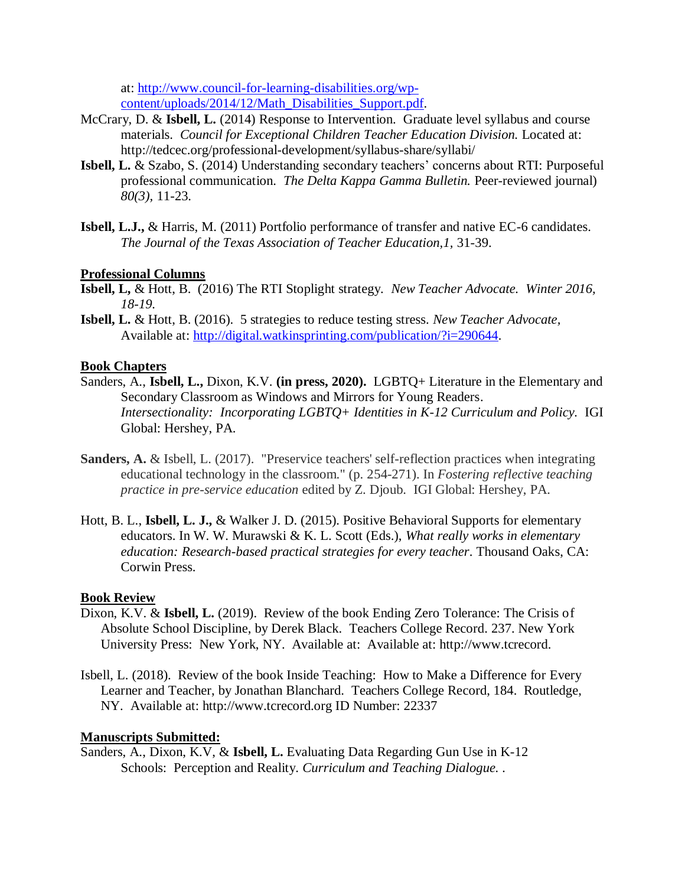at: [http://www.council-for-learning-disabilities.org/wp-content/uploads/2014/12/Math_Disabilities_Support.pdf](http://www.council-for-learning-disabilities.org/wp-content/uploads/2014/12/Math_Disabilities_Support.pdf).

McCrary, D. & **Isbell, L.** (2014) Response to Intervention. Graduate level syllabus and course materials. *Council for Exceptional Children Teacher Education Division.* Located at: http://tedcec.org/professional-development/syllabus-share/syllabi/

**Isbell, L.** & Szabo, S. (2014) Understanding secondary teachers' concerns about RTI: Purposeful professional communication. *The Delta Kappa Gamma Bulletin.* Peer-reviewed journal) *80(3)*, 11-23.

**Isbell, L.J.,** & Harris, M. (2011) Portfolio performance of transfer and native EC-6 candidates. *The Journal of the Texas Association of Teacher Education,1*, 31-39.

**Professional Columns**

**Isbell, L,** & Hott, B. (2016) The RTI Stoplight strategy. *New Teacher Advocate. Winter 2016, 18-19.*

**Isbell, L.** & Hott, B. (2016). 5 strategies to reduce testing stress. *New Teacher Advocate*, Available at: [http://digital.watkinsprinting.com/publication/?i=290644](http://digital.watkinsprinting.com/publication/?i=290644).

**Book Chapters**

Sanders, A., **Isbell, L.,** Dixon, K.V. **(in press, 2020).** LGBTQ+ Literature in the Elementary and Secondary Classroom as Windows and Mirrors for Young Readers. *Intersectionality: Incorporating LGBTQ+ Identities in K-12 Curriculum and Policy.* IGI Global: Hershey, PA.

**Sanders, A.** & Isbell, L. (2017). "Preservice teachers' self-reflection practices when integrating educational technology in the classroom." (p. 254-271). In *Fostering reflective teaching practice in pre-service education* edited by Z. Djoub. IGI Global: Hershey, PA.

Hott, B. L., **Isbell, L. J.,** & Walker J. D. (2015). Positive Behavioral Supports for elementary educators. In W. W. Murawski & K. L. Scott (Eds.), *What really works in elementary education: Research-based practical strategies for every teacher*. Thousand Oaks, CA: Corwin Press.

**Book Review**

Dixon, K.V. & **Isbell, L.** (2019). Review of the book Ending Zero Tolerance: The Crisis of Absolute School Discipline, by Derek Black. Teachers College Record. 237. New York University Press: New York, NY. Available at: Available at: http://www.tcrecord.

Isbell, L. (2018). Review of the book Inside Teaching: How to Make a Difference for Every Learner and Teacher, by Jonathan Blanchard. Teachers College Record, 184. Routledge, NY. Available at: http://www.tcrecord.org ID Number: 22337

**Manuscripts Submitted:**

Sanders, A., Dixon, K.V, & **Isbell, L.** Evaluating Data Regarding Gun Use in K-12 Schools: Perception and Reality. *Curriculum and Teaching Dialogue.* .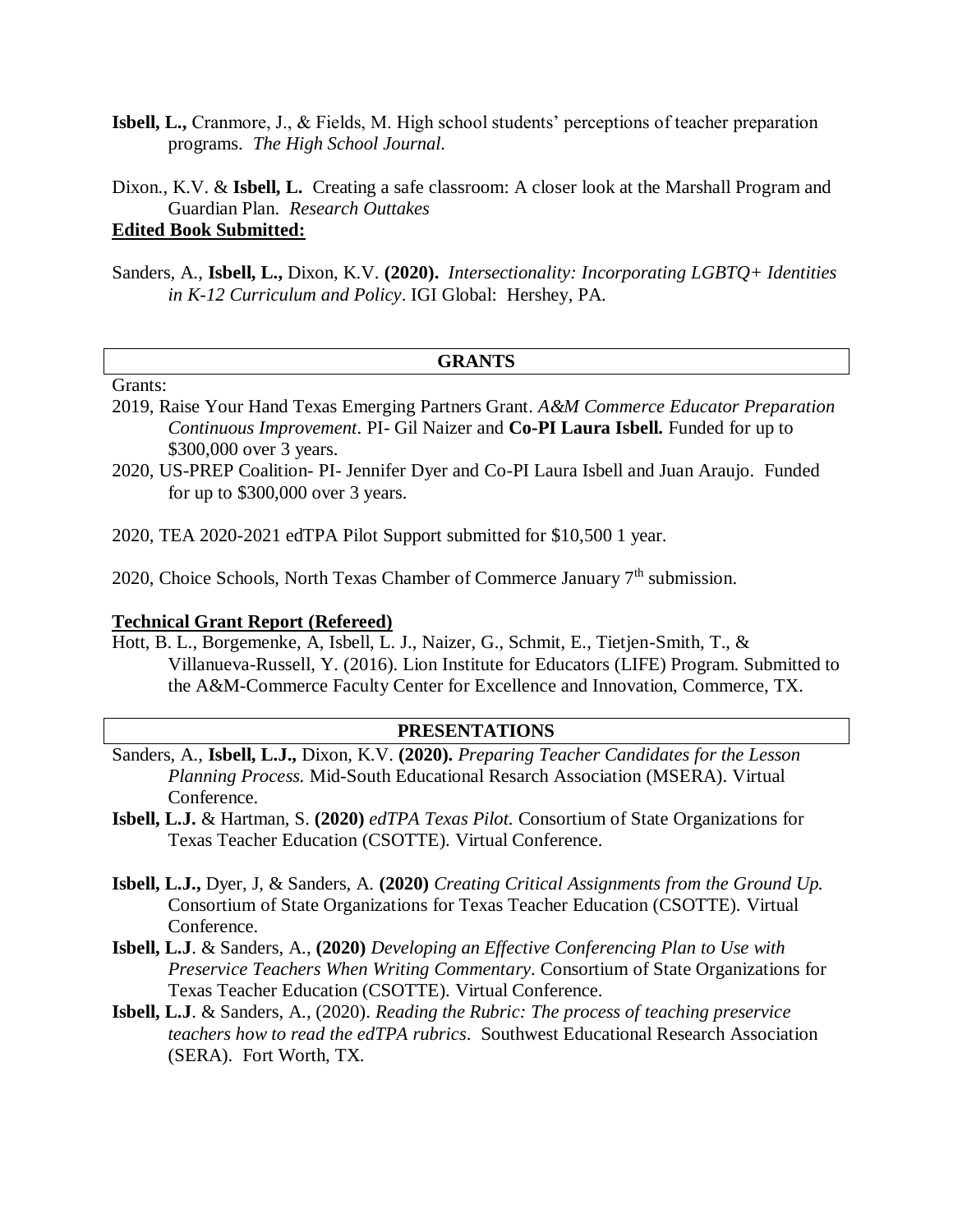**Isbell, L.,** Cranmore, J., & Fields, M. High school students' perceptions of teacher preparation programs. *The High School Journal.*

Dixon., K.V. & **Isbell, L.** Creating a safe classroom: A closer look at the Marshall Program and Guardian Plan. *Research Outtakes*

**Edited Book Submitted:**

Sanders, A., **Isbell, L.,** Dixon, K.V. **(2020).** *Intersectionality: Incorporating LGBTQ+ Identities in K-12 Curriculum and Policy*. IGI Global: Hershey, PA.

## GRANTS

Grants:

2019, Raise Your Hand Texas Emerging Partners Grant. *A&M Commerce Educator Preparation Continuous Improvement*. PI- Gil Naizer and **Co-PI Laura Isbell.** Funded for up to $300,000 over 3 years.

2020, US-PREP Coalition- PI- Jennifer Dyer and Co-PI Laura Isbell and Juan Araujo. Funded for up to $300,000 over 3 years.

2020, TEA 2020-2021 edTPA Pilot Support submitted for $10,500 1 year.

2020, Choice Schools, North Texas Chamber of Commerce January 7th submission.

**Technical Grant Report (Refereed)**

Hott, B. L., Borgemenke, A, Isbell, L. J., Naizer, G., Schmit, E., Tietjen-Smith, T., & Villanueva-Russell, Y. (2016). Lion Institute for Educators (LIFE) Program. Submitted to the A&M-Commerce Faculty Center for Excellence and Innovation, Commerce, TX.

## PRESENTATIONS

Sanders, A., **Isbell, L.J.,** Dixon, K.V. **(2020).** *Preparing Teacher Candidates for the Lesson Planning Process.* Mid-South Educational Resarch Association (MSERA). Virtual Conference.

**Isbell, L.J.** & Hartman, S. **(2020)** *edTPA Texas Pilot.* Consortium of State Organizations for Texas Teacher Education (CSOTTE). Virtual Conference.

**Isbell, L.J.,** Dyer, J, & Sanders, A. **(2020)** *Creating Critical Assignments from the Ground Up.* Consortium of State Organizations for Texas Teacher Education (CSOTTE). Virtual Conference.

**Isbell, L.J**. & Sanders, A., **(2020)** *Developing an Effective Conferencing Plan to Use with Preservice Teachers When Writing Commentary*. Consortium of State Organizations for Texas Teacher Education (CSOTTE). Virtual Conference.

**Isbell, L.J**. & Sanders, A., (2020). *Reading the Rubric: The process of teaching preservice teachers how to read the edTPA rubrics*. Southwest Educational Research Association (SERA). Fort Worth, TX.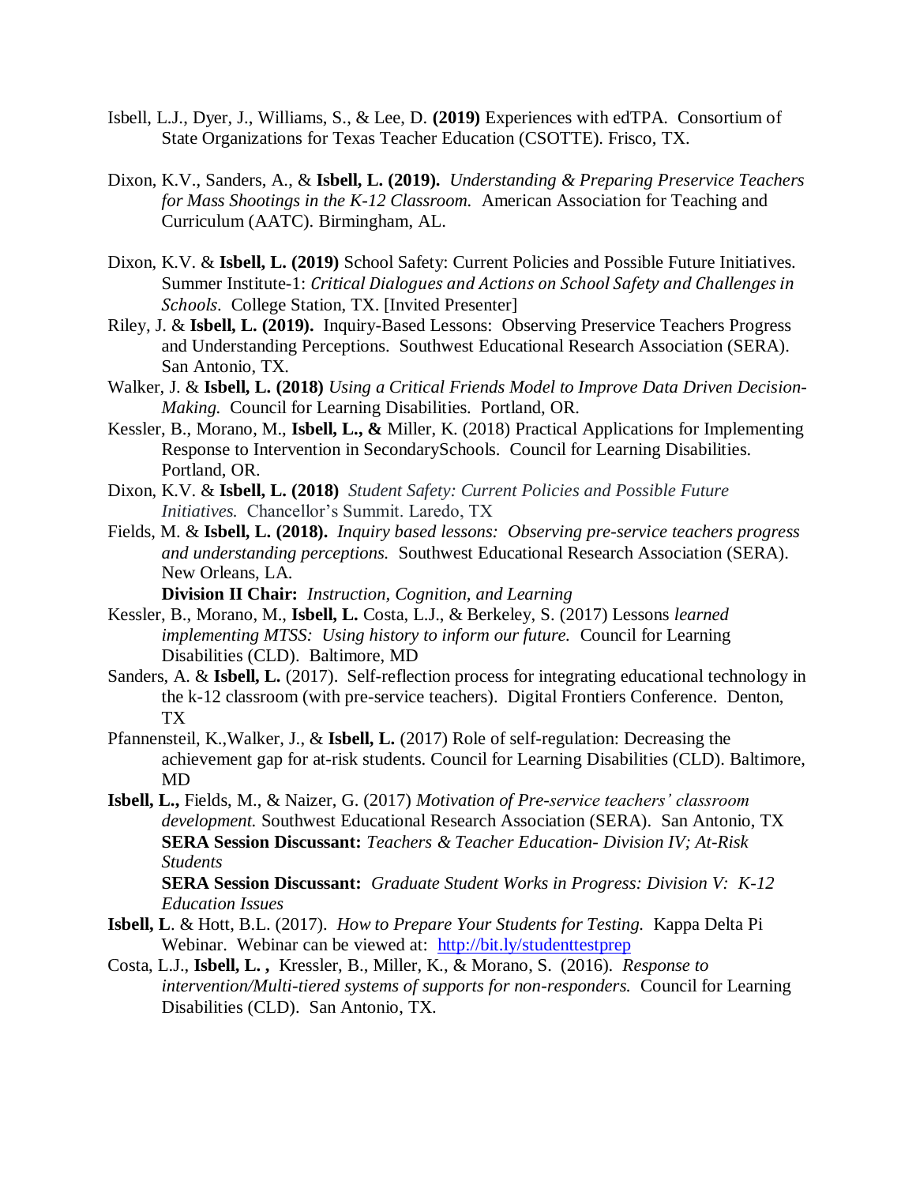Isbell, L.J., Dyer, J., Williams, S., & Lee, D. **(2019)** Experiences with edTPA. Consortium of State Organizations for Texas Teacher Education (CSOTTE). Frisco, TX.

Dixon, K.V., Sanders, A., & **Isbell, L. (2019).** *Understanding & Preparing Preservice Teachers for Mass Shootings in the K-12 Classroom.* American Association for Teaching and Curriculum (AATC). Birmingham, AL.

Dixon, K.V. & **Isbell, L. (2019)** School Safety: Current Policies and Possible Future Initiatives. Summer Institute-1: *Critical Dialogues and Actions on School Safety and Challenges in Schools*. College Station, TX. [Invited Presenter]

Riley, J. & **Isbell, L. (2019).** Inquiry-Based Lessons: Observing Preservice Teachers Progress and Understanding Perceptions. Southwest Educational Research Association (SERA). San Antonio, TX.

Walker, J. & **Isbell, L. (2018)** *Using a Critical Friends Model to Improve Data Driven Decision-Making.* Council for Learning Disabilities. Portland, OR.

Kessler, B., Morano, M., **Isbell, L., &** Miller, K. (2018) Practical Applications for Implementing Response to Intervention in SecondarySchools. Council for Learning Disabilities. Portland, OR.

Dixon, K.V. & **Isbell, L. (2018)** *Student Safety: Current Policies and Possible Future Initiatives.* Chancellor's Summit. Laredo, TX

Fields, M. & **Isbell, L. (2018).** *Inquiry based lessons: Observing pre-service teachers progress and understanding perceptions.* Southwest Educational Research Association (SERA). New Orleans, LA.

**Division II Chair:** *Instruction, Cognition, and Learning*

Kessler, B., Morano, M., **Isbell, L.** Costa, L.J., & Berkeley, S. (2017) Lessons *learned implementing MTSS: Using history to inform our future.* Council for Learning Disabilities (CLD). Baltimore, MD

Sanders, A. & **Isbell, L.** (2017). Self-reflection process for integrating educational technology in the k-12 classroom (with pre-service teachers). Digital Frontiers Conference. Denton, TX

Pfannensteil, K.,Walker, J., & **Isbell, L.** (2017) Role of self-regulation: Decreasing the achievement gap for at-risk students. Council for Learning Disabilities (CLD). Baltimore, MD

**Isbell, L.,** Fields, M., & Naizer, G. (2017) *Motivation of Pre-service teachers' classroom development.* Southwest Educational Research Association (SERA). San Antonio, TX

**SERA Session Discussant:** *Teachers & Teacher Education- Division IV; At-Risk Students*

**SERA Session Discussant:** *Graduate Student Works in Progress: Division V: K-12 Education Issues*

**Isbell, L**. & Hott, B.L. (2017). *How to Prepare Your Students for Testing.* Kappa Delta Pi Webinar. Webinar can be viewed at: [http://bit.ly/studenttestprep](http://bit.ly/studenttestprep)

Costa, L.J., **Isbell, L. ,** Kressler, B., Miller, K., & Morano, S. (2016). *Response to intervention/Multi-tiered systems of supports for non-responders.* Council for Learning Disabilities (CLD). San Antonio, TX.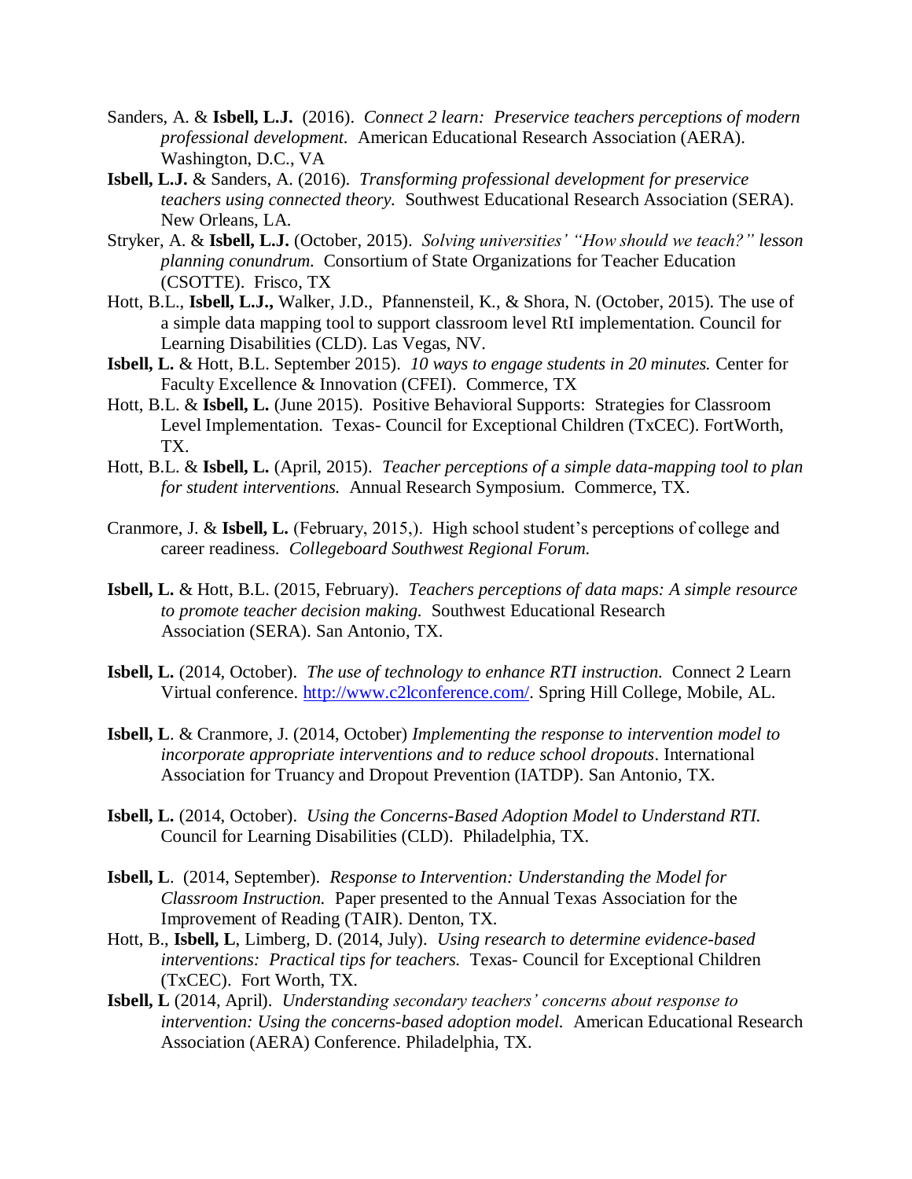Sanders, A. & **Isbell, L.J.** (2016). *Connect 2 learn: Preservice teachers perceptions of modern professional development.* American Educational Research Association (AERA). Washington, D.C., VA

**Isbell, L.J.** & Sanders, A. (2016). *Transforming professional development for preservice teachers using connected theory.* Southwest Educational Research Association (SERA). New Orleans, LA.

Stryker, A. & **Isbell, L.J.** (October, 2015). *Solving universities' "How should we teach?" lesson planning conundrum.* Consortium of State Organizations for Teacher Education (CSOTTE). Frisco, TX

Hott, B.L., **Isbell, L.J.,** Walker, J.D., Pfannensteil, K., & Shora, N. (October, 2015). The use of a simple data mapping tool to support classroom level RtI implementation. Council for Learning Disabilities (CLD). Las Vegas, NV.

**Isbell, L.** & Hott, B.L. September 2015). *10 ways to engage students in 20 minutes.* Center for Faculty Excellence & Innovation (CFEI). Commerce, TX

Hott, B.L. & **Isbell, L.** (June 2015). Positive Behavioral Supports: Strategies for Classroom Level Implementation. Texas- Council for Exceptional Children (TxCEC). FortWorth, TX.

Hott, B.L. & **Isbell, L.** (April, 2015). *Teacher perceptions of a simple data-mapping tool to plan for student interventions.* Annual Research Symposium. Commerce, TX.

Cranmore, J. & **Isbell, L.** (February, 2015,). High school student's perceptions of college and career readiness. *Collegeboard Southwest Regional Forum.*

**Isbell, L.** & Hott, B.L. (2015, February). *Teachers perceptions of data maps: A simple resource to promote teacher decision making.* Southwest Educational Research Association (SERA). San Antonio, TX.

**Isbell, L.** (2014, October). *The use of technology to enhance RTI instruction.* Connect 2 Learn Virtual conference. http://www.c2lconference.com/. Spring Hill College, Mobile, AL.

**Isbell, L**. & Cranmore, J. (2014, October) *Implementing the response to intervention model to incorporate appropriate interventions and to reduce school dropouts*. International Association for Truancy and Dropout Prevention (IATDP). San Antonio, TX.

**Isbell, L.** (2014, October). *Using the Concerns-Based Adoption Model to Understand RTI.* Council for Learning Disabilities (CLD). Philadelphia, TX.

**Isbell, L**. (2014, September). *Response to Intervention: Understanding the Model for Classroom Instruction.* Paper presented to the Annual Texas Association for the Improvement of Reading (TAIR). Denton, TX.

Hott, B., **Isbell, L**, Limberg, D. (2014, July). *Using research to determine evidence-based interventions: Practical tips for teachers.* Texas- Council for Exceptional Children (TxCEC). Fort Worth, TX.

**Isbell, L** (2014, April). *Understanding secondary teachers' concerns about response to intervention: Using the concerns-based adoption model.* American Educational Research Association (AERA) Conference. Philadelphia, TX.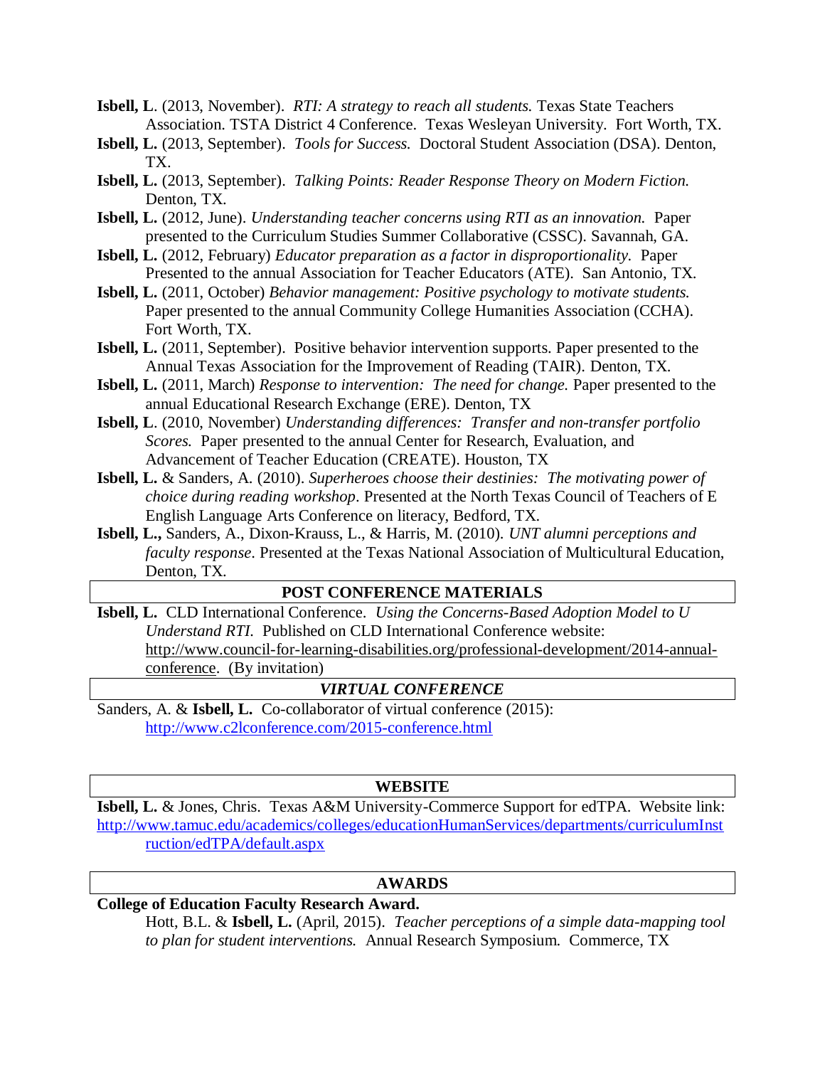**Isbell, L**. (2013, November). *RTI: A strategy to reach all students.* Texas State Teachers Association. TSTA District 4 Conference. Texas Wesleyan University. Fort Worth, TX.

**Isbell, L.** (2013, September). *Tools for Success.* Doctoral Student Association (DSA). Denton, TX.

**Isbell, L.** (2013, September). *Talking Points: Reader Response Theory on Modern Fiction.* Denton, TX.

**Isbell, L.** (2012, June). *Understanding teacher concerns using RTI as an innovation.* Paper presented to the Curriculum Studies Summer Collaborative (CSSC). Savannah, GA.

**Isbell, L.** (2012, February) *Educator preparation as a factor in disproportionality.* Paper Presented to the annual Association for Teacher Educators (ATE). San Antonio, TX.

**Isbell, L.** (2011, October) *Behavior management: Positive psychology to motivate students.* Paper presented to the annual Community College Humanities Association (CCHA). Fort Worth, TX.

**Isbell, L.** (2011, September). Positive behavior intervention supports. Paper presented to the Annual Texas Association for the Improvement of Reading (TAIR). Denton, TX.

**Isbell, L.** (2011, March) *Response to intervention: The need for change.* Paper presented to the annual Educational Research Exchange (ERE). Denton, TX

**Isbell, L**. (2010, November) *Understanding differences: Transfer and non-transfer portfolio Scores.* Paper presented to the annual Center for Research, Evaluation, and Advancement of Teacher Education (CREATE). Houston, TX

**Isbell, L.** & Sanders, A. (2010). *Superheroes choose their destinies: The motivating power of choice during reading workshop*. Presented at the North Texas Council of Teachers of E English Language Arts Conference on literacy, Bedford, TX.

**Isbell, L.,** Sanders, A., Dixon-Krauss, L., & Harris, M. (2010). *UNT alumni perceptions and faculty response*. Presented at the Texas National Association of Multicultural Education, Denton, TX.

## POST CONFERENCE MATERIALS

**Isbell, L.** CLD International Conference. *Using the Concerns-Based Adoption Model to U Understand RTI.* Published on CLD International Conference website: http://www.council-for-learning-disabilities.org/professional-development/2014-annual-conference. (By invitation)

## *VIRTUAL CONFERENCE*

Sanders, A. & **Isbell, L.** Co-collaborator of virtual conference (2015): http://www.c2lconference.com/2015-conference.html

## WEBSITE

**Isbell, L.** & Jones, Chris. Texas A&M University-Commerce Support for edTPA. Website link: http://www.tamuc.edu/academics/colleges/educationHumanServices/departments/curriculumInstruction/edTPA/default.aspx

## AWARDS

**College of Education Faculty Research Award.**

Hott, B.L. & **Isbell, L.** (April, 2015). *Teacher perceptions of a simple data-mapping tool to plan for student interventions.* Annual Research Symposium. Commerce, TX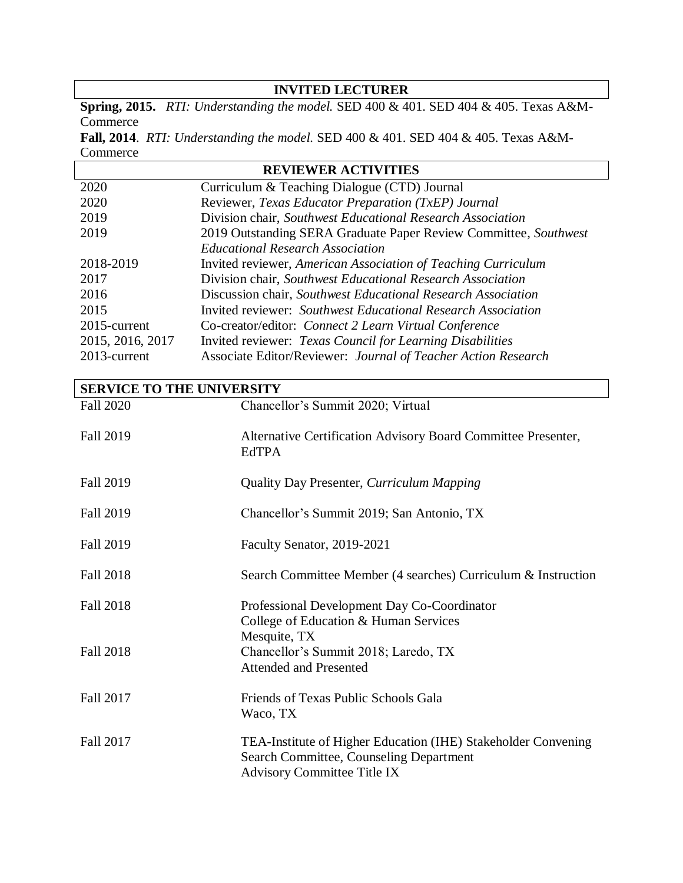## INVITED LECTURER

**Spring, 2015.** *RTI: Understanding the model.* SED 400 & 401. SED 404 & 405. Texas A&M-Commerce

**Fall, 2014**. *RTI: Understanding the model.* SED 400 & 401. SED 404 & 405. Texas A&M-Commerce

## REVIEWER ACTIVITIES

| | |
|---|---|
| 2020 | Curriculum & Teaching Dialogue (CTD) Journal |
| 2020 | Reviewer, *Texas Educator Preparation (TxEP) Journal* |
| 2019 | Division chair, *Southwest Educational Research Association* |
| 2019 | 2019 Outstanding SERA Graduate Paper Review Committee, *Southwest Educational Research Association* |
| 2018-2019 | Invited reviewer, *American Association of Teaching Curriculum* |
| 2017 | Division chair, *Southwest Educational Research Association* |
| 2016 | Discussion chair, *Southwest Educational Research Association* |
| 2015 | Invited reviewer: *Southwest Educational Research Association* |
| 2015-current | Co-creator/editor: *Connect 2 Learn Virtual Conference* |
| 2015, 2016, 2017 | Invited reviewer: *Texas Council for Learning Disabilities* |
| 2013-current | Associate Editor/Reviewer: *Journal of Teacher Action Research* |

## SERVICE TO THE UNIVERSITY

| | |
|---|---|
| Fall 2020 | Chancellor's Summit 2020; Virtual |
| Fall 2019 | Alternative Certification Advisory Board Committee Presenter, EdTPA |
| Fall 2019 | Quality Day Presenter, *Curriculum Mapping* |
| Fall 2019 | Chancellor's Summit 2019; San Antonio, TX |
| Fall 2019 | Faculty Senator, 2019-2021 |
| Fall 2018 | Search Committee Member (4 searches) Curriculum & Instruction |
| Fall 2018 | Professional Development Day Co-Coordinator<br>College of Education & Human Services<br>Mesquite, TX |
| Fall 2018 | Chancellor's Summit 2018; Laredo, TX<br>Attended and Presented |
| Fall 2017 | Friends of Texas Public Schools Gala<br>Waco, TX |
| Fall 2017 | TEA-Institute of Higher Education (IHE) Stakeholder Convening<br>Search Committee, Counseling Department<br>Advisory Committee Title IX |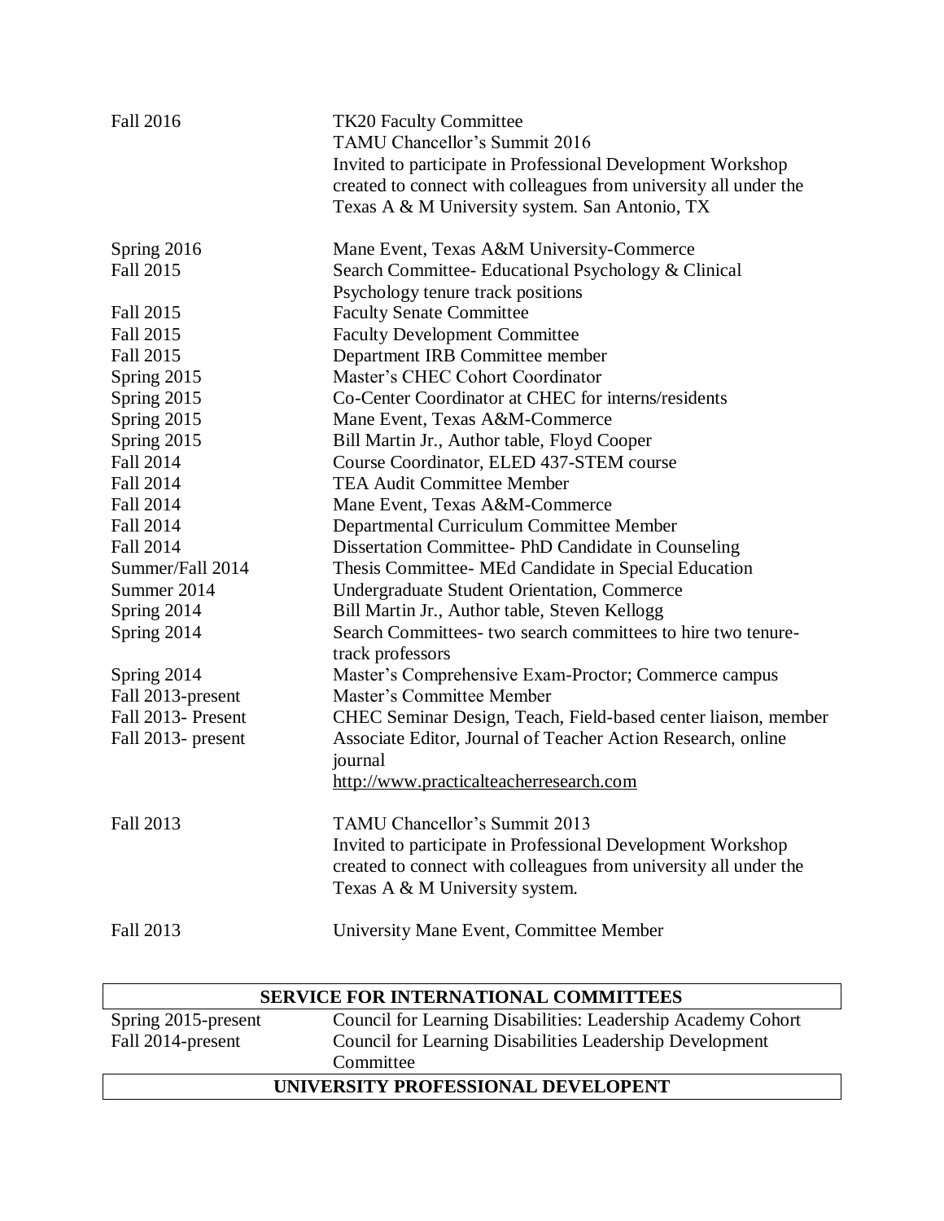| | |
|---|---|
| Fall 2016 | TK20 Faculty Committee<br>TAMU Chancellor's Summit 2016<br>Invited to participate in Professional Development Workshop created to connect with colleagues from university all under the Texas A & M University system. San Antonio, TX |
| Spring 2016 | Mane Event, Texas A&M University-Commerce |
| Fall 2015 | Search Committee- Educational Psychology & Clinical Psychology tenure track positions |
| Fall 2015 | Faculty Senate Committee |
| Fall 2015 | Faculty Development Committee |
| Fall 2015 | Department IRB Committee member |
| Spring 2015 | Master's CHEC Cohort Coordinator |
| Spring 2015 | Co-Center Coordinator at CHEC for interns/residents |
| Spring 2015 | Mane Event, Texas A&M-Commerce |
| Spring 2015 | Bill Martin Jr., Author table, Floyd Cooper |
| Fall 2014 | Course Coordinator, ELED 437-STEM course |
| Fall 2014 | TEA Audit Committee Member |
| Fall 2014 | Mane Event, Texas A&M-Commerce |
| Fall 2014 | Departmental Curriculum Committee Member |
| Fall 2014 | Dissertation Committee- PhD Candidate in Counseling |
| Summer/Fall 2014 | Thesis Committee- MEd Candidate in Special Education |
| Summer 2014 | Undergraduate Student Orientation, Commerce |
| Spring 2014 | Bill Martin Jr., Author table, Steven Kellogg |
| Spring 2014 | Search Committees- two search committees to hire two tenure-track professors |
| Spring 2014 | Master's Comprehensive Exam-Proctor; Commerce campus |
| Fall 2013-present | Master's Committee Member |
| Fall 2013- Present | CHEC Seminar Design, Teach, Field-based center liaison, member |
| Fall 2013- present | Associate Editor, Journal of Teacher Action Research, online journal<br>http://www.practicalteacherresearch.com |
| Fall 2013 | TAMU Chancellor's Summit 2013<br>Invited to participate in Professional Development Workshop created to connect with colleagues from university all under the Texas A & M University system. |
| Fall 2013 | University Mane Event, Committee Member |

## SERVICE FOR INTERNATIONAL COMMITTEES

| | |
|---|---|
| Spring 2015-present | Council for Learning Disabilities: Leadership Academy Cohort |
| Fall 2014-present | Council for Learning Disabilities Leadership Development Committee |

## UNIVERSITY PROFESSIONAL DEVELOPENT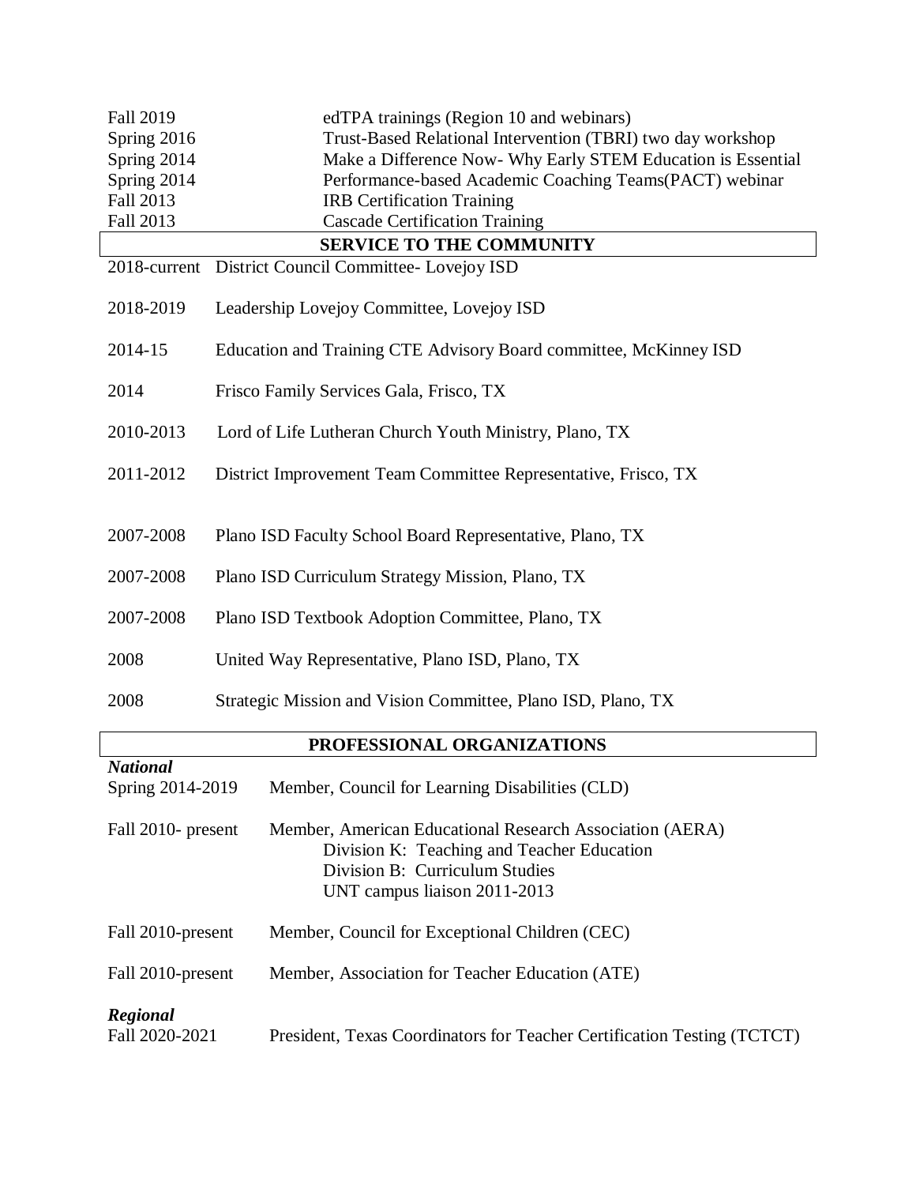| | |
|---|---|
| Fall 2019 | edTPA trainings (Region 10 and webinars) |
| Spring 2016 | Trust-Based Relational Intervention (TBRI) two day workshop |
| Spring 2014 | Make a Difference Now- Why Early STEM Education is Essential |
| Spring 2014 | Performance-based Academic Coaching Teams(PACT) webinar |
| Fall 2013 | IRB Certification Training |
| Fall 2013 | Cascade Certification Training |

## SERVICE TO THE COMMUNITY

| | |
|---|---|
| 2018-current | District Council Committee- Lovejoy ISD |
| 2018-2019 | Leadership Lovejoy Committee, Lovejoy ISD |
| 2014-15 | Education and Training CTE Advisory Board committee, McKinney ISD |
| 2014 | Frisco Family Services Gala, Frisco, TX |
| 2010-2013 | Lord of Life Lutheran Church Youth Ministry, Plano, TX |
| 2011-2012 | District Improvement Team Committee Representative, Frisco, TX |
| 2007-2008 | Plano ISD Faculty School Board Representative, Plano, TX |
| 2007-2008 | Plano ISD Curriculum Strategy Mission, Plano, TX |
| 2007-2008 | Plano ISD Textbook Adoption Committee, Plano, TX |
| 2008 | United Way Representative, Plano ISD, Plano, TX |
| 2008 | Strategic Mission and Vision Committee, Plano ISD, Plano, TX |

## PROFESSIONAL ORGANIZATIONS

***National***

| | |
|---|---|
| Spring 2014-2019 | Member, Council for Learning Disabilities (CLD) |
| Fall 2010- present | Member, American Educational Research Association (AERA)<br>Division K: Teaching and Teacher Education<br>Division B: Curriculum Studies<br>UNT campus liaison 2011-2013 |
| Fall 2010-present | Member, Council for Exceptional Children (CEC) |
| Fall 2010-present | Member, Association for Teacher Education (ATE) |

***Regional***

| | |
|---|---|
| Fall 2020-2021 | President, Texas Coordinators for Teacher Certification Testing (TCTCT) |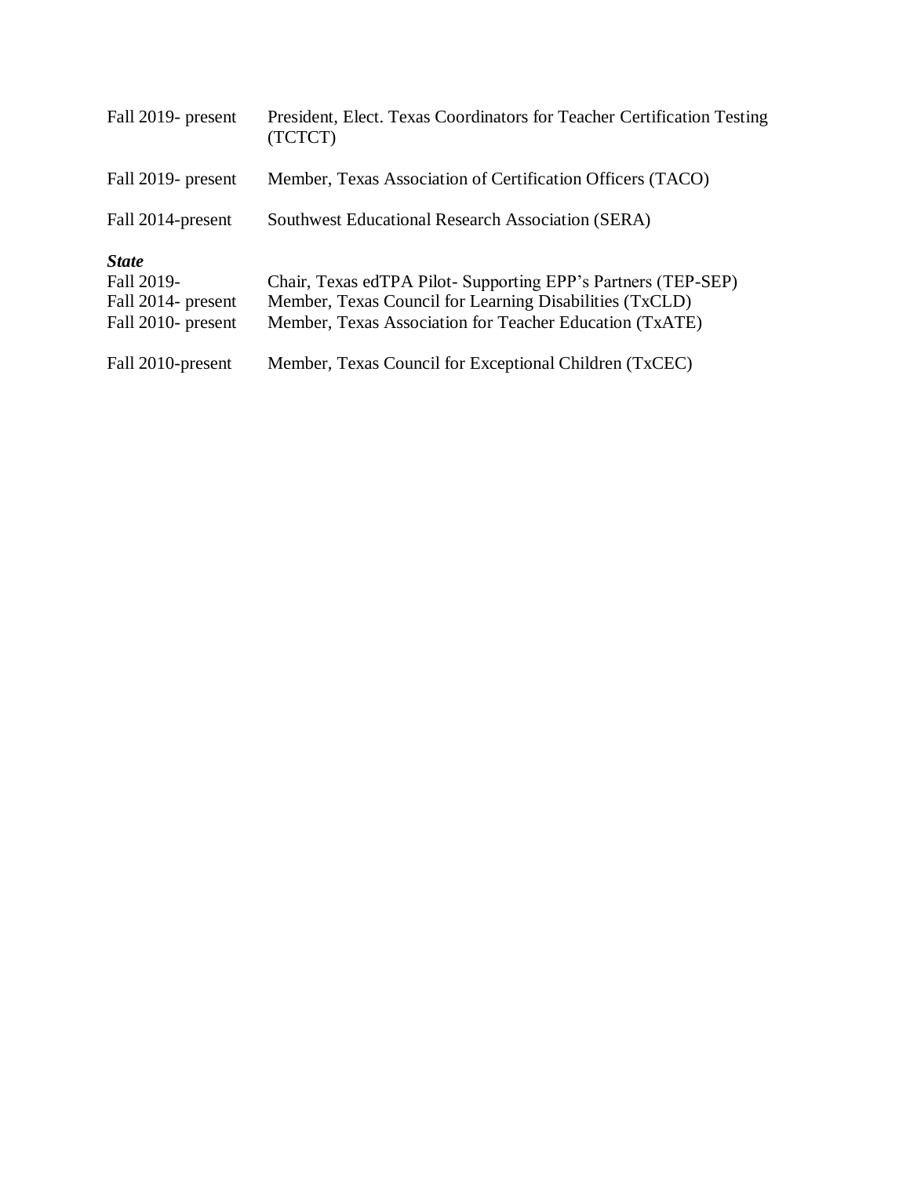Fall 2019- present President, Elect. Texas Coordinators for Teacher Certification Testing (TCTCT)

Fall 2019- present Member, Texas Association of Certification Officers (TACO)

Fall 2014-present Southwest Educational Research Association (SERA)

***State***

Fall 2019- Chair, Texas edTPA Pilot- Supporting EPP's Partners (TEP-SEP)
Fall 2014- present Member, Texas Council for Learning Disabilities (TxCLD)
Fall 2010- present Member, Texas Association for Teacher Education (TxATE)

Fall 2010-present Member, Texas Council for Exceptional Children (TxCEC)